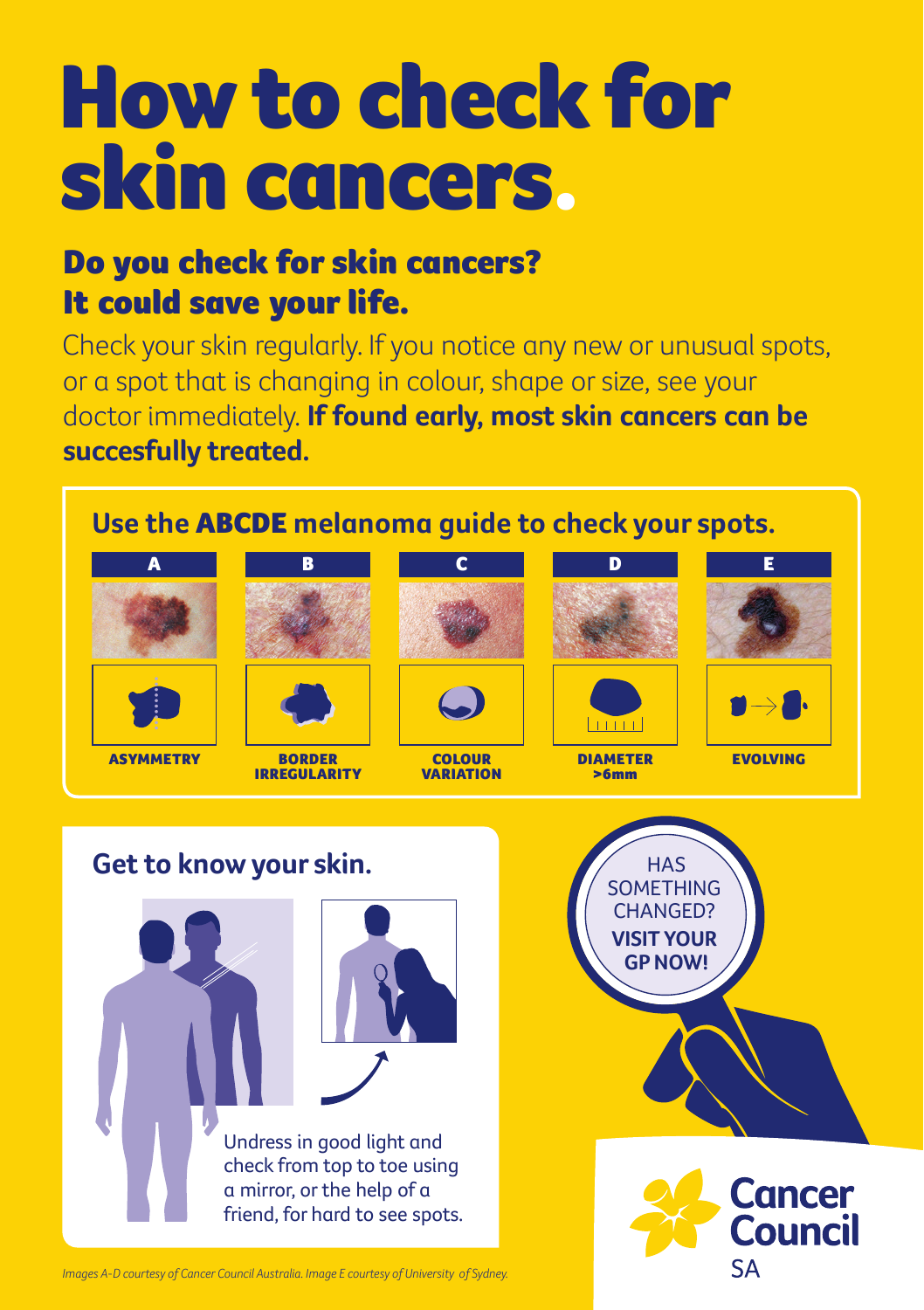# How to check for skin cancers.

## Do you check for skin cancers? It could save your life.

Check your skin regularly. If you notice any new or unusual spots, or a spot that is changing in colour, shape or size, see your doctor immediately. **If found early, most skin cancers can be succesfully treated.**

### Use the **ABCDE** melanoma guide to check your spots.

| A | B | C | D | E |
|---|---|---|---|---|
| ASYMMETRY | BORDER IRREGULARITY | COLOUR VARIATION | DIAMETER >6mm | EVOLVING |

### Get to know your skin.

Undress in good light and check from top to toe using a mirror, or the help of a friend, for hard to see spots.

HAS SOMETHING CHANGED?
**VISIT YOUR GP NOW!**

Cancer Council SA

*Images A-D courtesy of Cancer Council Australia. Image E courtesy of University of Sydney.*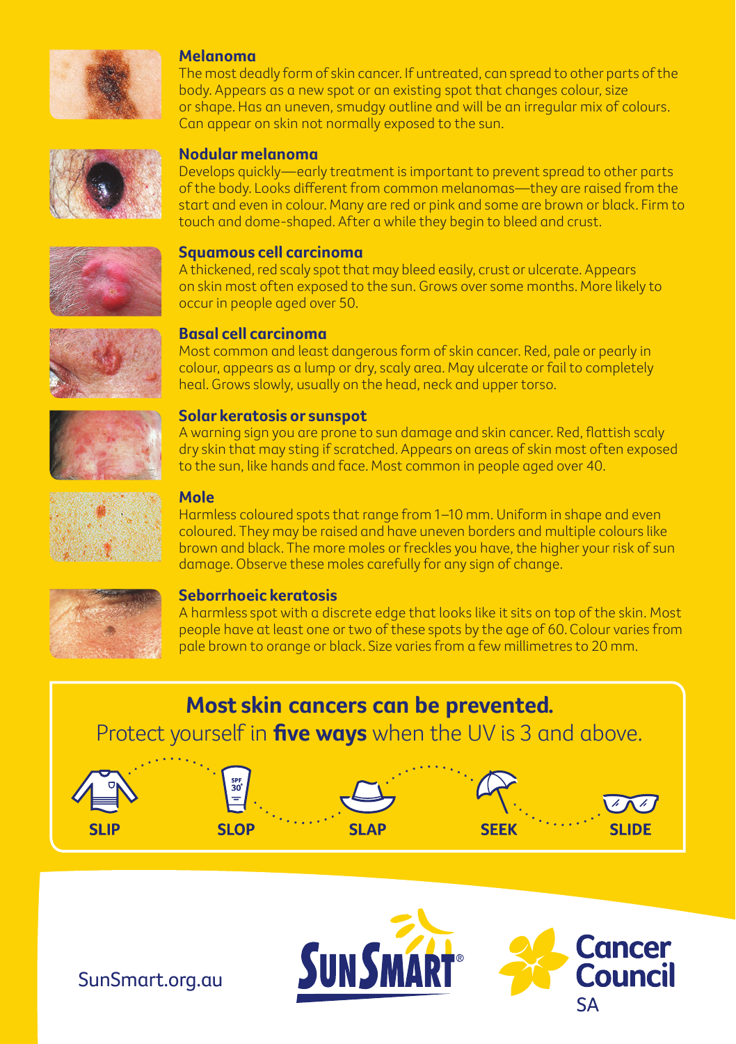### Melanoma

The most deadly form of skin cancer. If untreated, can spread to other parts of the body. Appears as a new spot or an existing spot that changes colour, size or shape. Has an uneven, smudgy outline and will be an irregular mix of colours. Can appear on skin not normally exposed to the sun.

### Nodular melanoma

Develops quickly—early treatment is important to prevent spread to other parts of the body. Looks different from common melanomas—they are raised from the start and even in colour. Many are red or pink and some are brown or black. Firm to touch and dome-shaped. After a while they begin to bleed and crust.

### Squamous cell carcinoma

A thickened, red scaly spot that may bleed easily, crust or ulcerate. Appears on skin most often exposed to the sun. Grows over some months. More likely to occur in people aged over 50.

### Basal cell carcinoma

Most common and least dangerous form of skin cancer. Red, pale or pearly in colour, appears as a lump or dry, scaly area. May ulcerate or fail to completely heal. Grows slowly, usually on the head, neck and upper torso.

### Solar keratosis or sunspot

A warning sign you are prone to sun damage and skin cancer. Red, flattish scaly dry skin that may sting if scratched. Appears on areas of skin most often exposed to the sun, like hands and face. Most common in people aged over 40.

### Mole

Harmless coloured spots that range from 1–10 mm. Uniform in shape and even coloured. They may be raised and have uneven borders and multiple colours like brown and black. The more moles or freckles you have, the higher your risk of sun damage. Observe these moles carefully for any sign of change.

### Seborrhoeic keratosis

A harmless spot with a discrete edge that looks like it sits on top of the skin. Most people have at least one or two of these spots by the age of 60. Colour varies from pale brown to orange or black. Size varies from a few millimetres to 20 mm.

## Most skin cancers can be prevented.

Protect yourself in **five ways** when the UV is 3 and above.

**SLIP** **SLOP** **SLAP** **SEEK** **SLIDE**

SunSmart.org.au

SunSmart®

Cancer Council SA